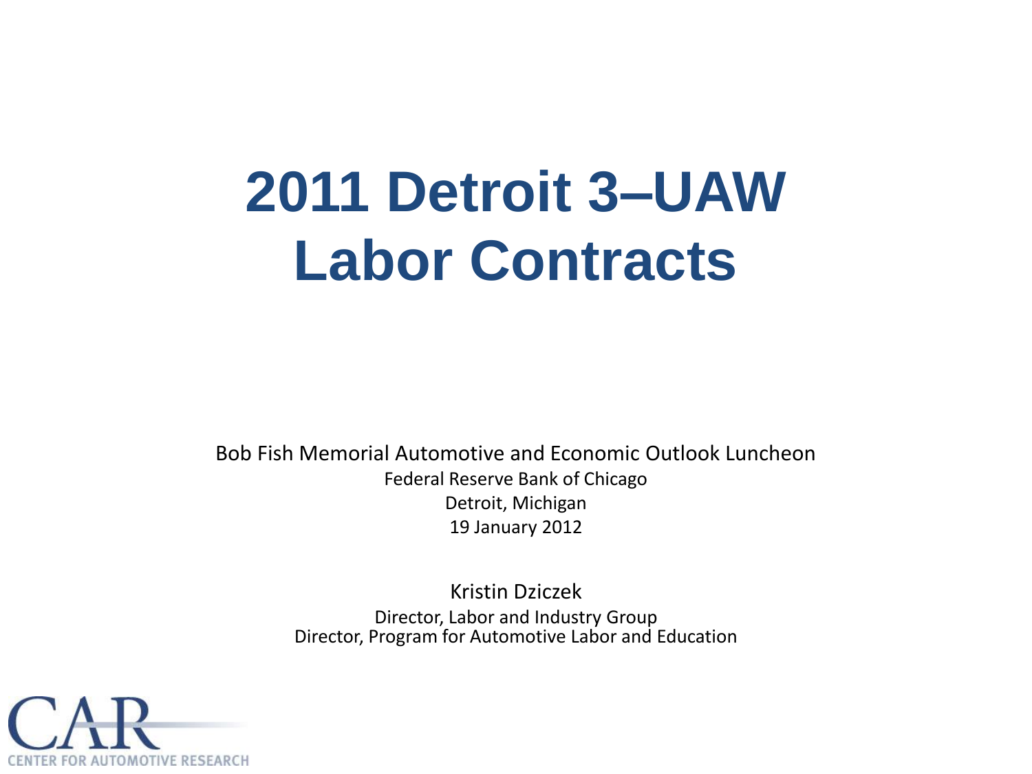# 2011 Detroit 3–UAW Labor Contracts

Bob Fish Memorial Automotive and Economic Outlook Luncheon

Federal Reserve Bank of Chicago

Detroit, Michigan

19 January 2012

Kristin Dziczek

Director, Labor and Industry Group

Director, Program for Automotive Labor and Education

CAR

CENTER FOR AUTOMOTIVE RESEARCH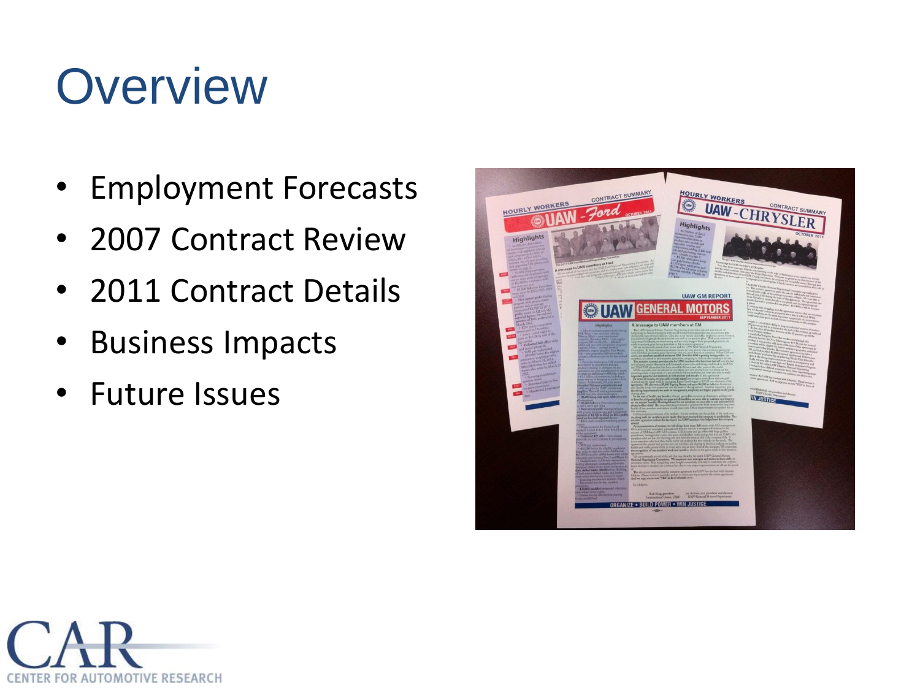# Overview

- Employment Forecasts
- 2007 Contract Review
- 2011 Contract Details
- Business Impacts
- Future Issues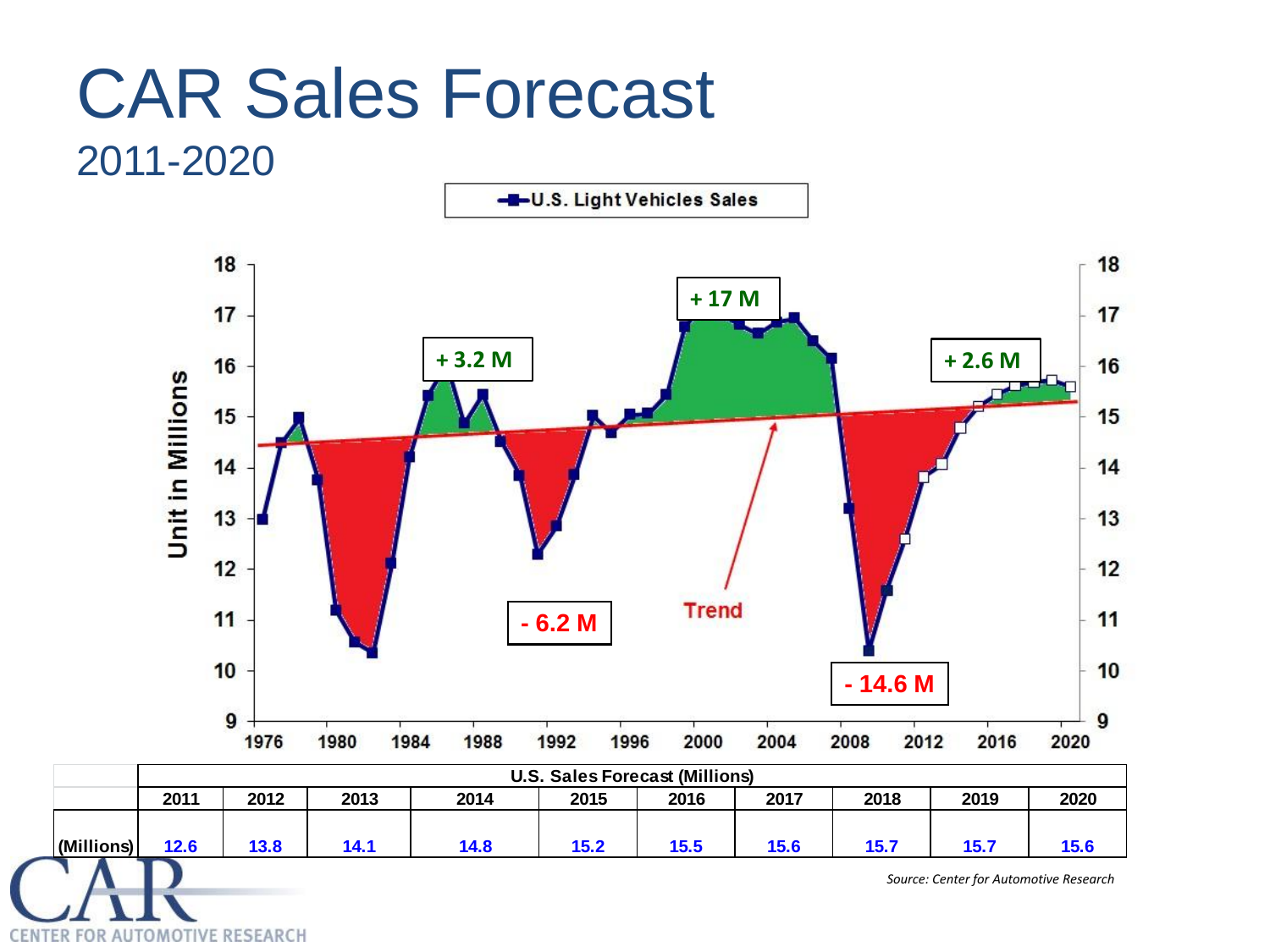# CAR Sales Forecast

## 2011-2020

U.S. Light Vehicles Sales

+ 3.2 M

+ 17 M

+ 2.6 M

- 6.2 M

- 14.6 M

Trend

Unit in Millions

| | U.S. Sales Forecast (Millions) | | | | | | | | | |
|---|---|---|---|---|---|---|---|---|---|---|
| | 2011 | 2012 | 2013 | 2014 | 2015 | 2016 | 2017 | 2018 | 2019 | 2020 |
| (Millions) | 12.6 | 13.8 | 14.1 | 14.8 | 15.2 | 15.5 | 15.6 | 15.7 | 15.7 | 15.6 |

*Source: Center for Automotive Research*

CAR CENTER FOR AUTOMOTIVE RESEARCH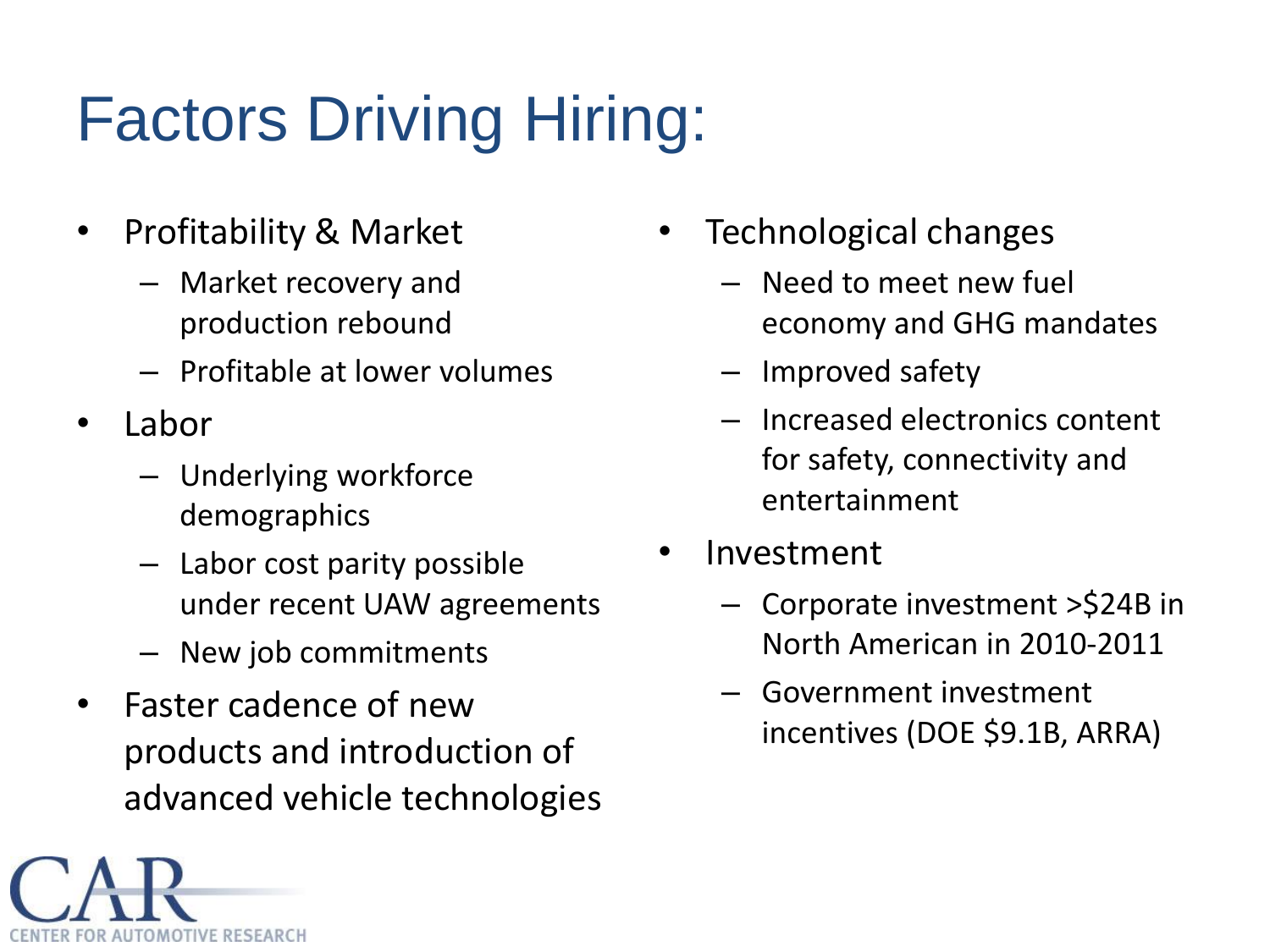# Factors Driving Hiring:

- Profitability & Market
  - Market recovery and production rebound
  - Profitable at lower volumes
- Labor
  - Underlying workforce demographics
  - Labor cost parity possible under recent UAW agreements
  - New job commitments
- Faster cadence of new products and introduction of advanced vehicle technologies
- Technological changes
  - Need to meet new fuel economy and GHG mandates
  - Improved safety
  - Increased electronics content for safety, connectivity and entertainment
- Investment
  - Corporate investment >$24B in North American in 2010-2011
  - Government investment incentives (DOE $9.1B, ARRA)

CAR
CENTER FOR AUTOMOTIVE RESEARCH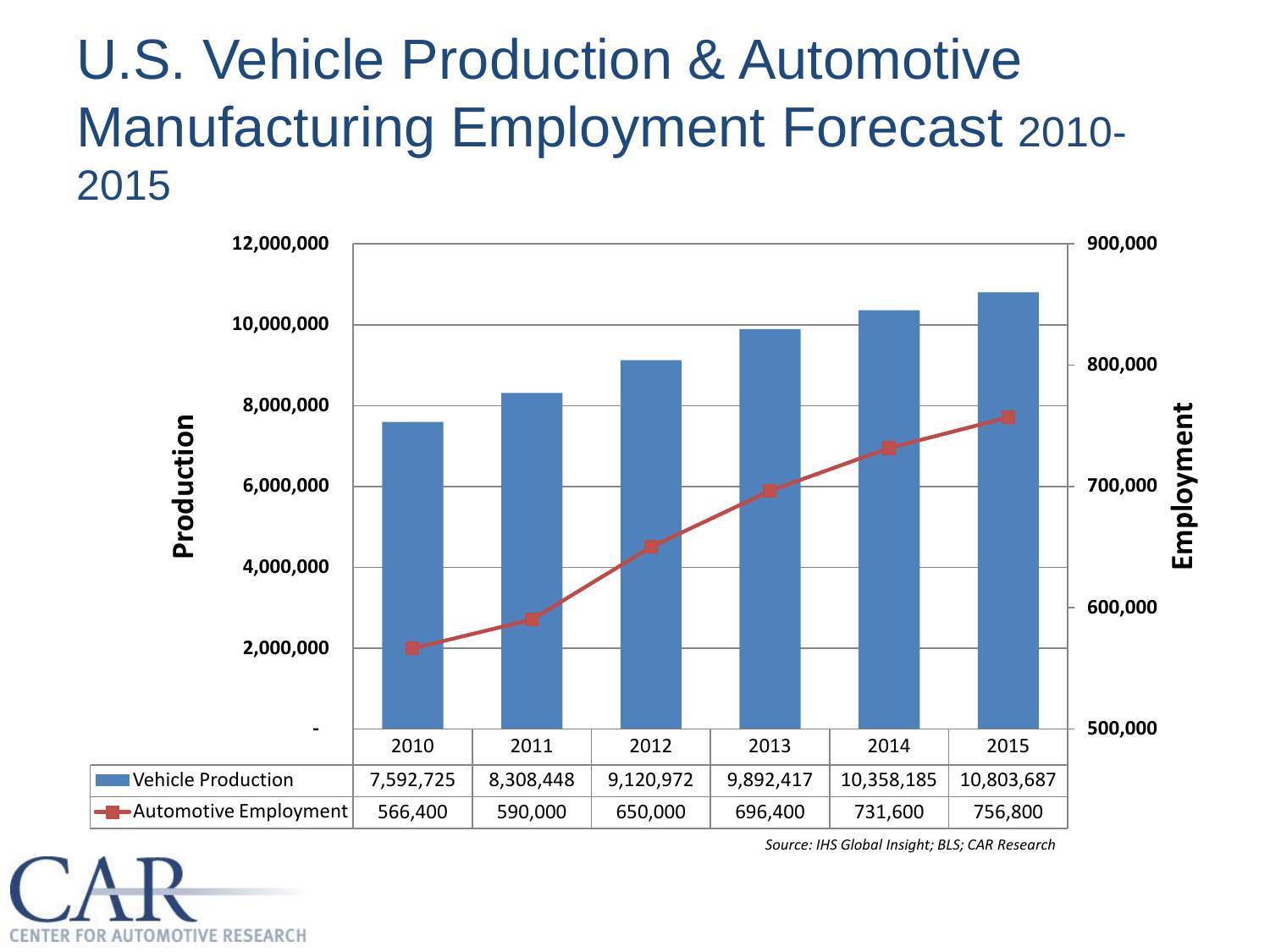# U.S. Vehicle Production & Automotive Manufacturing Employment Forecast 2010-2015

| | 2010 | 2011 | 2012 | 2013 | 2014 | 2015 |
|---|---|---|---|---|---|---|
| Vehicle Production | 7,592,725 | 8,308,448 | 9,120,972 | 9,892,417 | 10,358,185 | 10,803,687 |
| Automotive Employment | 566,400 | 590,000 | 650,000 | 696,400 | 731,600 | 756,800 |

*Source: IHS Global Insight; BLS; CAR Research*

CAR CENTER FOR AUTOMOTIVE RESEARCH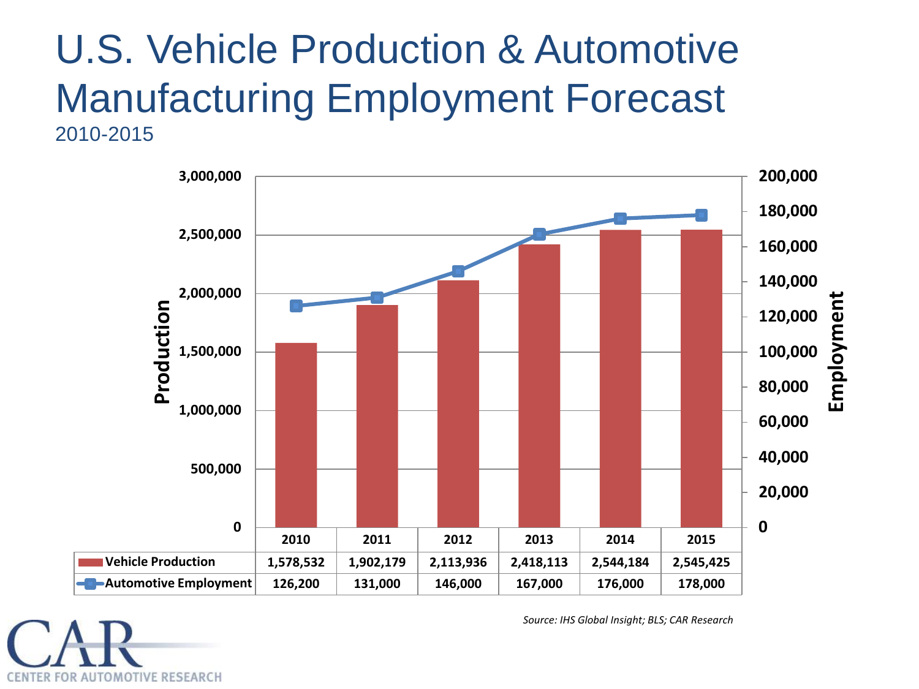# U.S. Vehicle Production & Automotive Manufacturing Employment Forecast

2010-2015

| | 2010 | 2011 | 2012 | 2013 | 2014 | 2015 |
|---|---|---|---|---|---|---|
| Vehicle Production | 1,578,532 | 1,902,179 | 2,113,936 | 2,418,113 | 2,544,184 | 2,545,425 |
| Automotive Employment | 126,200 | 131,000 | 146,000 | 167,000 | 176,000 | 178,000 |

*Source: IHS Global Insight; BLS; CAR Research*

CAR
CENTER FOR AUTOMOTIVE RESEARCH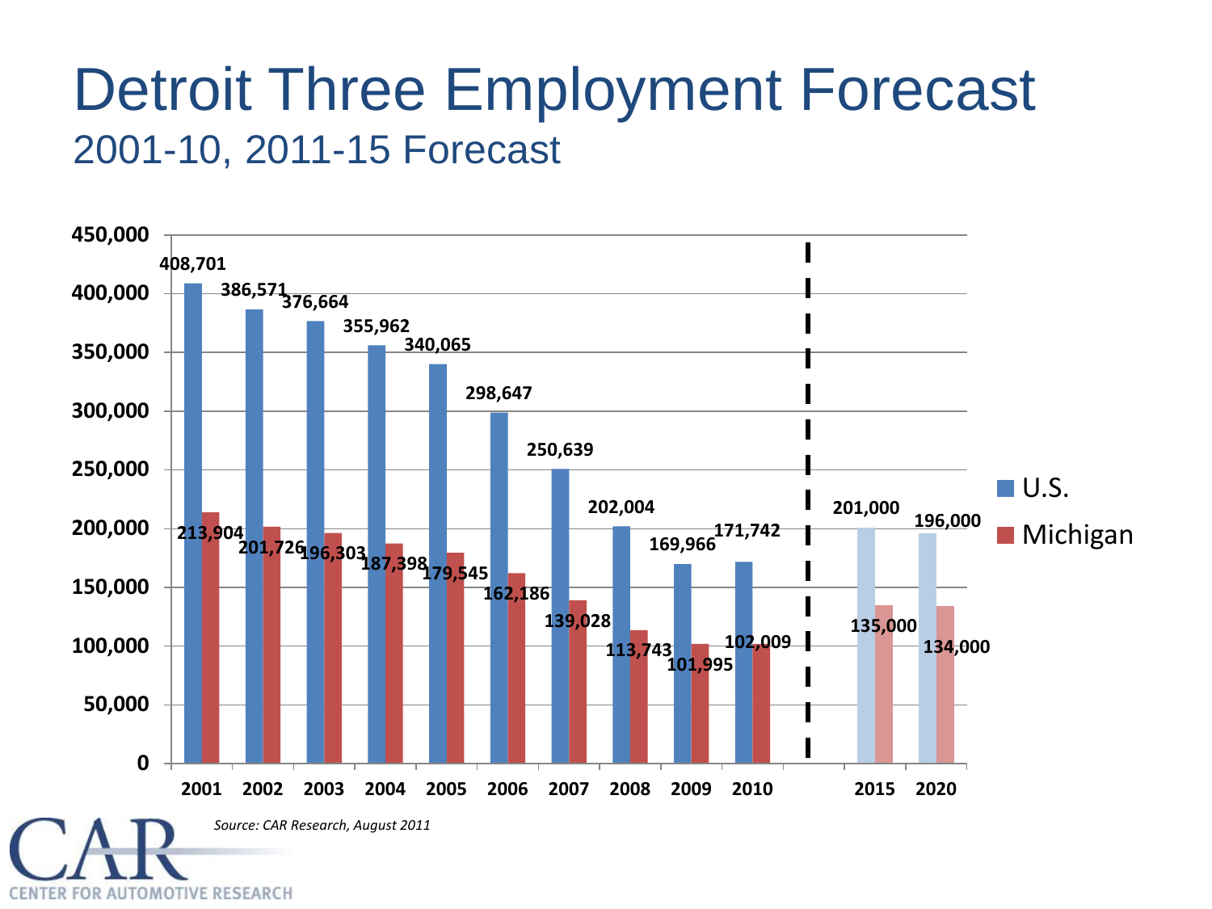# Detroit Three Employment Forecast

## 2001-10, 2011-15 Forecast

| Year | U.S. | Michigan |
|---|---|---|
| 2001 | 408,701 | 213,904 |
| 2002 | 386,571 | 201,726 |
| 2003 | 376,664 | 196,303 |
| 2004 | 355,962 | 187,398 |
| 2005 | 340,065 | 179,545 |
| 2006 | 298,647 | 162,186 |
| 2007 | 250,639 | 139,028 |
| 2008 | 202,004 | 113,743 |
| 2009 | 169,966 | 101,995 |
| 2010 | 171,742 | 102,009 |
| 2015 | 201,000 | 135,000 |
| 2020 | 196,000 | 134,000 |

*Source: CAR Research, August 2011*

CAR
CENTER FOR AUTOMOTIVE RESEARCH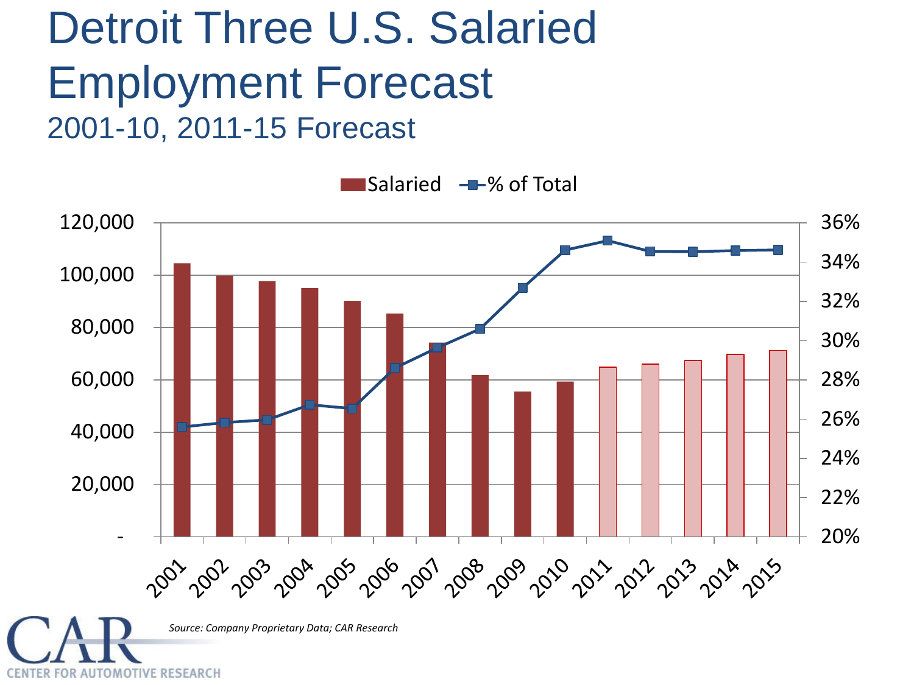# Detroit Three U.S. Salaried Employment Forecast

## 2001-10, 2011-15 Forecast

Salaried | % of Total

120,000 | 100,000 | 80,000 | 60,000 | 40,000 | 20,000 | -

36% | 34% | 32% | 30% | 28% | 26% | 24% | 22% | 20%

2001 2002 2003 2004 2005 2006 2007 2008 2009 2010 2011 2012 2013 2014 2015

*Source: Company Proprietary Data; CAR Research*

CAR
CENTER FOR AUTOMOTIVE RESEARCH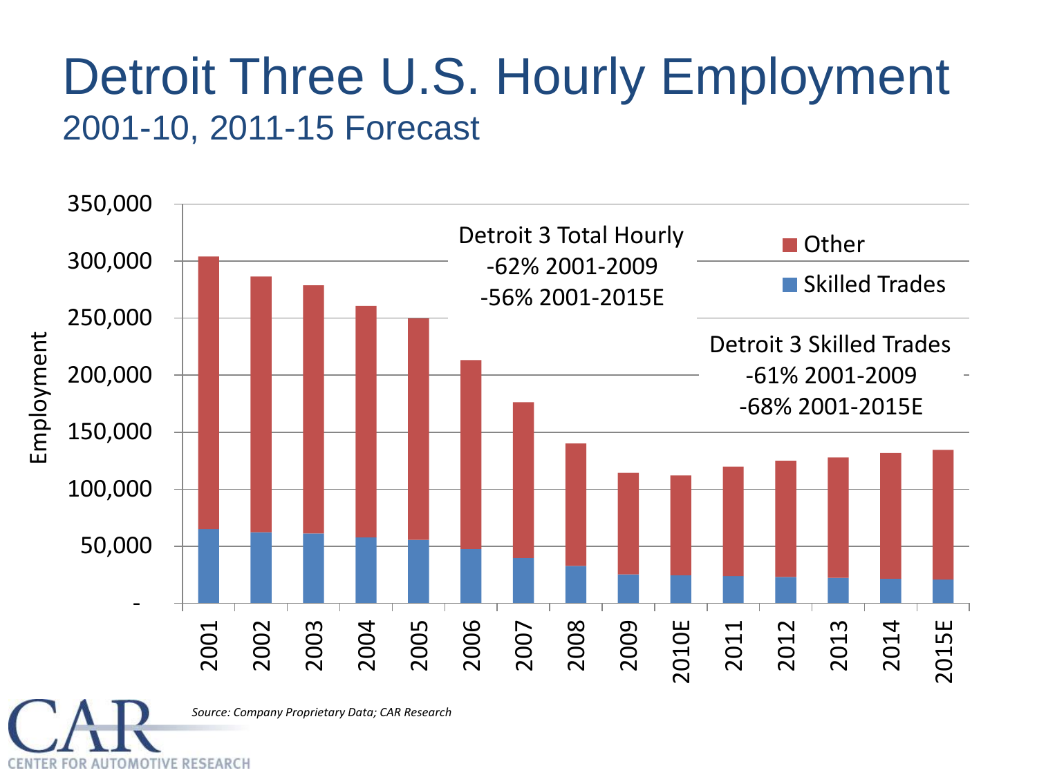# Detroit Three U.S. Hourly Employment

## 2001-10, 2011-15 Forecast

Employment

| | 2001 | 2002 | 2003 | 2004 | 2005 | 2006 | 2007 | 2008 | 2009 | 2010E | 2011 | 2012 | 2013 | 2014 | 2015E |
|---|---|---|---|---|---|---|---|---|---|---|---|---|---|---|---|

Legend: Other; Skilled Trades

Y-axis: -, 50,000, 100,000, 150,000, 200,000, 250,000, 300,000, 350,000

Detroit 3 Total Hourly
-62% 2001-2009
-56% 2001-2015E

Detroit 3 Skilled Trades
-61% 2001-2009
-68% 2001-2015E

*Source: Company Proprietary Data; CAR Research*

CAR
CENTER FOR AUTOMOTIVE RESEARCH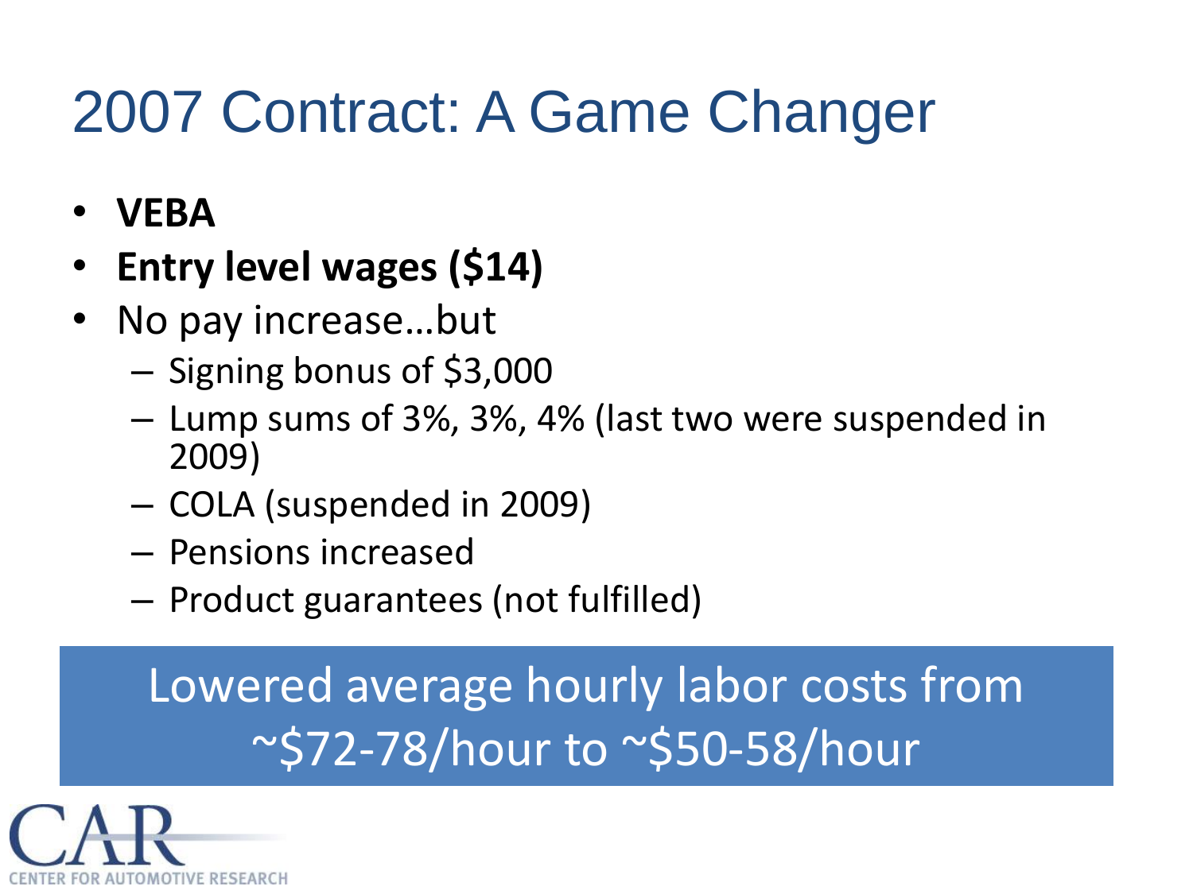# 2007 Contract: A Game Changer

- **VEBA**
- **Entry level wages ($14)**
- No pay increase…but
  - Signing bonus of $3,000
  - Lump sums of 3%, 3%, 4% (last two were suspended in 2009)
  - COLA (suspended in 2009)
  - Pensions increased
  - Product guarantees (not fulfilled)

Lowered average hourly labor costs from ~$72-78/hour to ~$50-58/hour

CAR CENTER FOR AUTOMOTIVE RESEARCH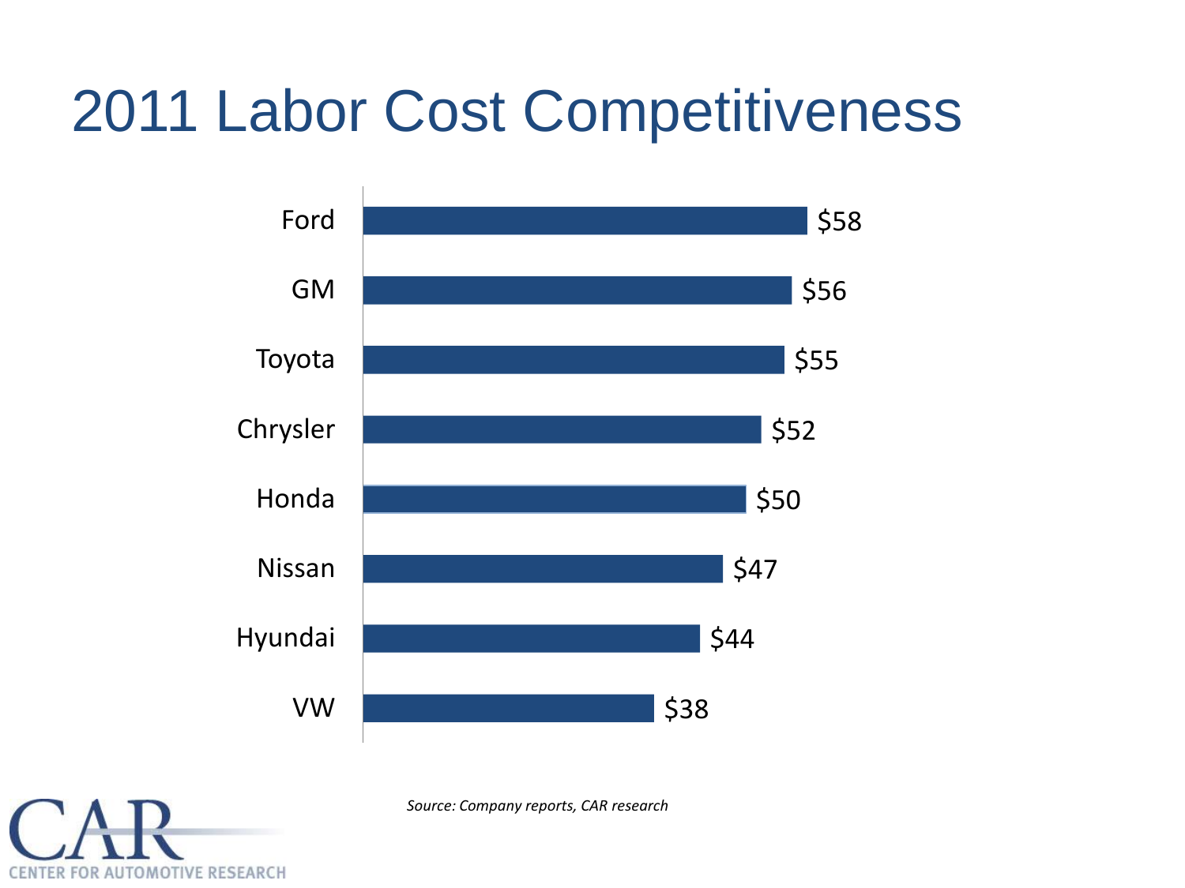# 2011 Labor Cost Competitiveness

| Company | Labor Cost |
|---|---|
| Ford | $58 |
| GM | $56 |
| Toyota | $55 |
| Chrysler | $52 |
| Honda | $50 |
| Nissan | $47 |
| Hyundai | $44 |
| VW | $38 |

*Source: Company reports, CAR research*

CAR
CENTER FOR AUTOMOTIVE RESEARCH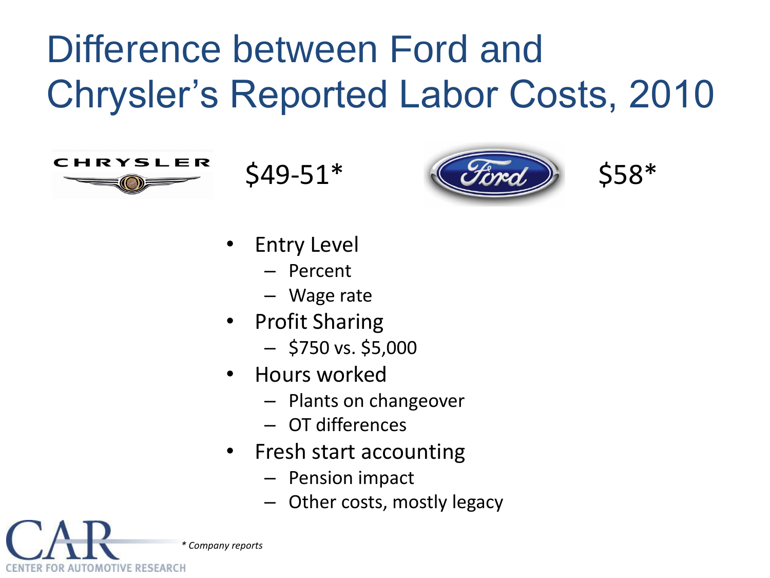# Difference between Ford and Chrysler's Reported Labor Costs, 2010

CHRYSLER $49-51*

Ford $58*

- Entry Level
  - Percent
  - Wage rate
- Profit Sharing
  - $750 vs. $5,000
- Hours worked
  - Plants on changeover
  - OT differences
- Fresh start accounting
  - Pension impact
  - Other costs, mostly legacy

*\* Company reports*

CAR CENTER FOR AUTOMOTIVE RESEARCH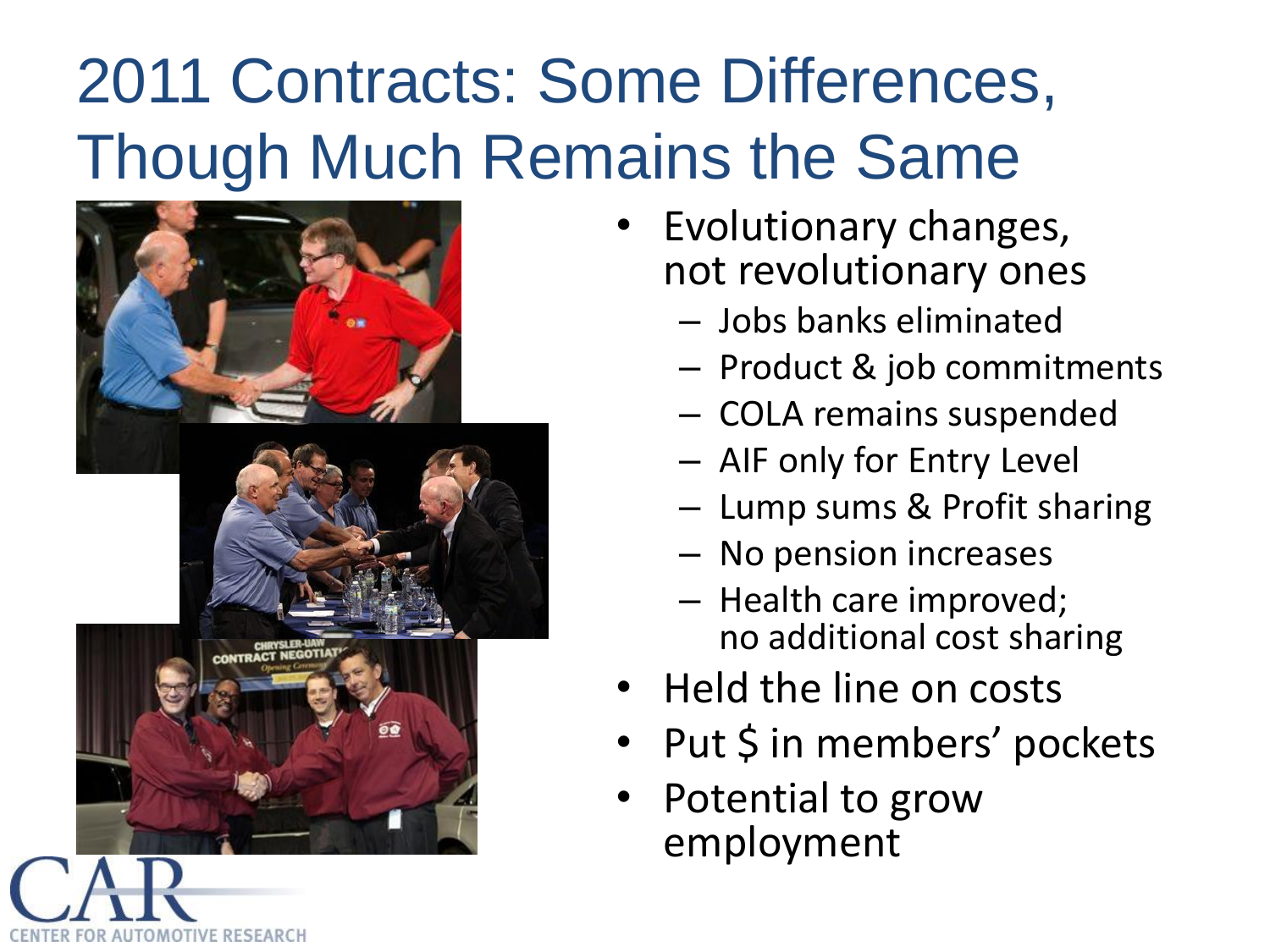# 2011 Contracts: Some Differences, Though Much Remains the Same

- Evolutionary changes, not revolutionary ones
  - Jobs banks eliminated
  - Product & job commitments
  - COLA remains suspended
  - AIF only for Entry Level
  - Lump sums & Profit sharing
  - No pension increases
  - Health care improved; no additional cost sharing
- Held the line on costs
- Put $ in members' pockets
- Potential to grow employment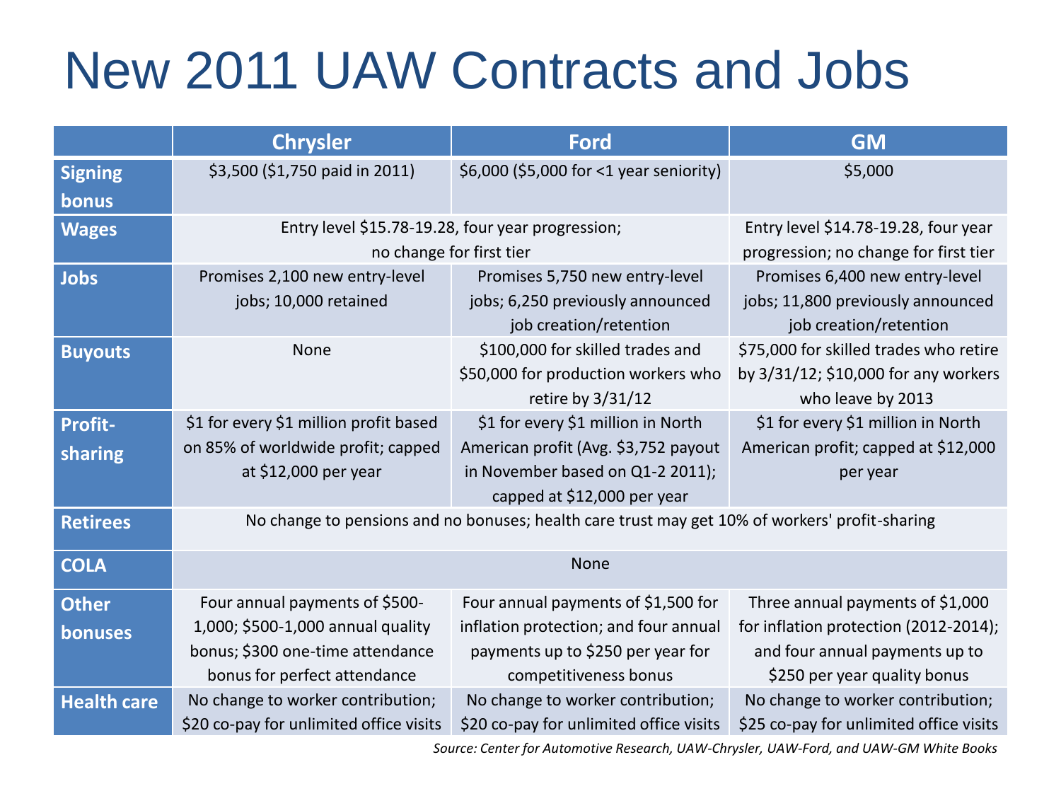# New 2011 UAW Contracts and Jobs

| | Chrysler | Ford | GM |
|---|---|---|---|
| **Signing bonus** | $3,500 ($1,750 paid in 2011) | $6,000 ($5,000 for <1 year seniority) | $5,000 |
| **Wages** | Entry level $15.78-19.28, four year progression; no change for first tier | | Entry level $14.78-19.28, four year progression; no change for first tier |
| **Jobs** | Promises 2,100 new entry-level jobs; 10,000 retained | Promises 5,750 new entry-level jobs; 6,250 previously announced job creation/retention | Promises 6,400 new entry-level jobs; 11,800 previously announced job creation/retention |
| **Buyouts** | None | $100,000 for skilled trades and $50,000 for production workers who retire by 3/31/12 | $75,000 for skilled trades who retire by 3/31/12; $10,000 for any workers who leave by 2013 |
| **Profit-sharing** | $1 for every $1 million profit based on 85% of worldwide profit; capped at $12,000 per year | $1 for every $1 million in North American profit (Avg. $3,752 payout in November based on Q1-2 2011); capped at $12,000 per year | $1 for every $1 million in North American profit; capped at $12,000 per year |
| **Retirees** | No change to pensions and no bonuses; health care trust may get 10% of workers' profit-sharing | | |
| **COLA** | None | | |
| **Other bonuses** | Four annual payments of $500-1,000; $500-1,000 annual quality bonus; $300 one-time attendance bonus for perfect attendance | Four annual payments of $1,500 for inflation protection; and four annual payments up to $250 per year for competitiveness bonus | Three annual payments of $1,000 for inflation protection (2012-2014); and four annual payments up to $250 per year quality bonus |
| **Health care** | No change to worker contribution; $20 co-pay for unlimited office visits | No change to worker contribution; $20 co-pay for unlimited office visits | No change to worker contribution; $25 co-pay for unlimited office visits |

*Source: Center for Automotive Research, UAW-Chrysler, UAW-Ford, and UAW-GM White Books*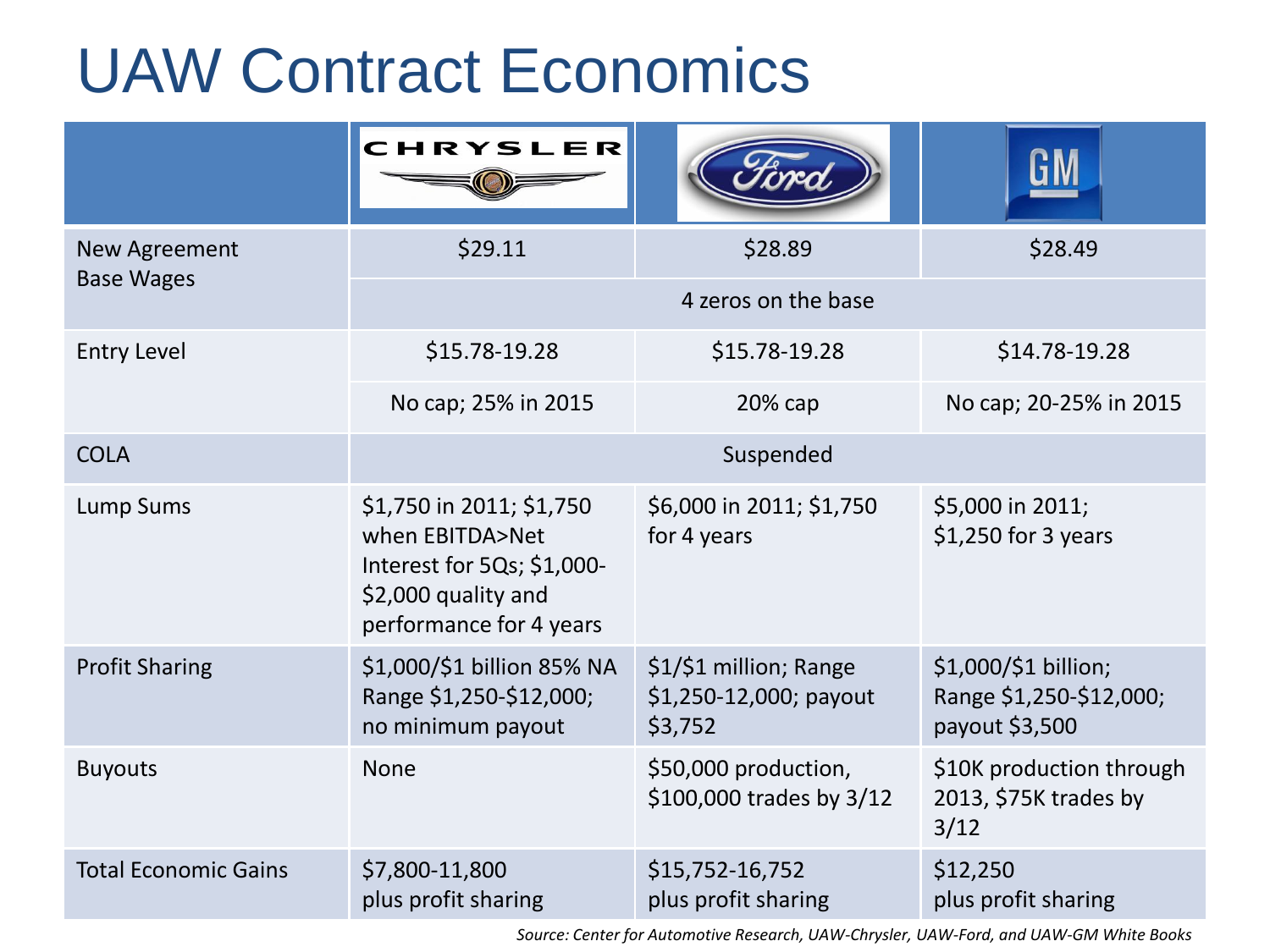# UAW Contract Economics

| | CHRYSLER | Ford | GM |
|---|---|---|---|
| New Agreement Base Wages | $29.11 | $28.89 | $28.49 |
| | 4 zeros on the base | | |
| Entry Level | $15.78-19.28 | $15.78-19.28 | $14.78-19.28 |
| | No cap; 25% in 2015 | 20% cap | No cap; 20-25% in 2015 |
| COLA | Suspended | | |
| Lump Sums | $1,750 in 2011; $1,750 when EBITDA>Net Interest for 5Qs; $1,000-$2,000 quality and performance for 4 years | $6,000 in 2011; $1,750 for 4 years | $5,000 in 2011; $1,250 for 3 years |
| Profit Sharing | $1,000/$1 billion 85% NA Range $1,250-$12,000; no minimum payout | $1/$1 million; Range $1,250-12,000; payout $3,752 | $1,000/$1 billion; Range $1,250-$12,000; payout $3,500 |
| Buyouts | None | $50,000 production, $100,000 trades by 3/12 | $10K production through 2013, $75K trades by 3/12 |
| Total Economic Gains | $7,800-11,800 plus profit sharing | $15,752-16,752 plus profit sharing | $12,250 plus profit sharing |

*Source: Center for Automotive Research, UAW-Chrysler, UAW-Ford, and UAW-GM White Books*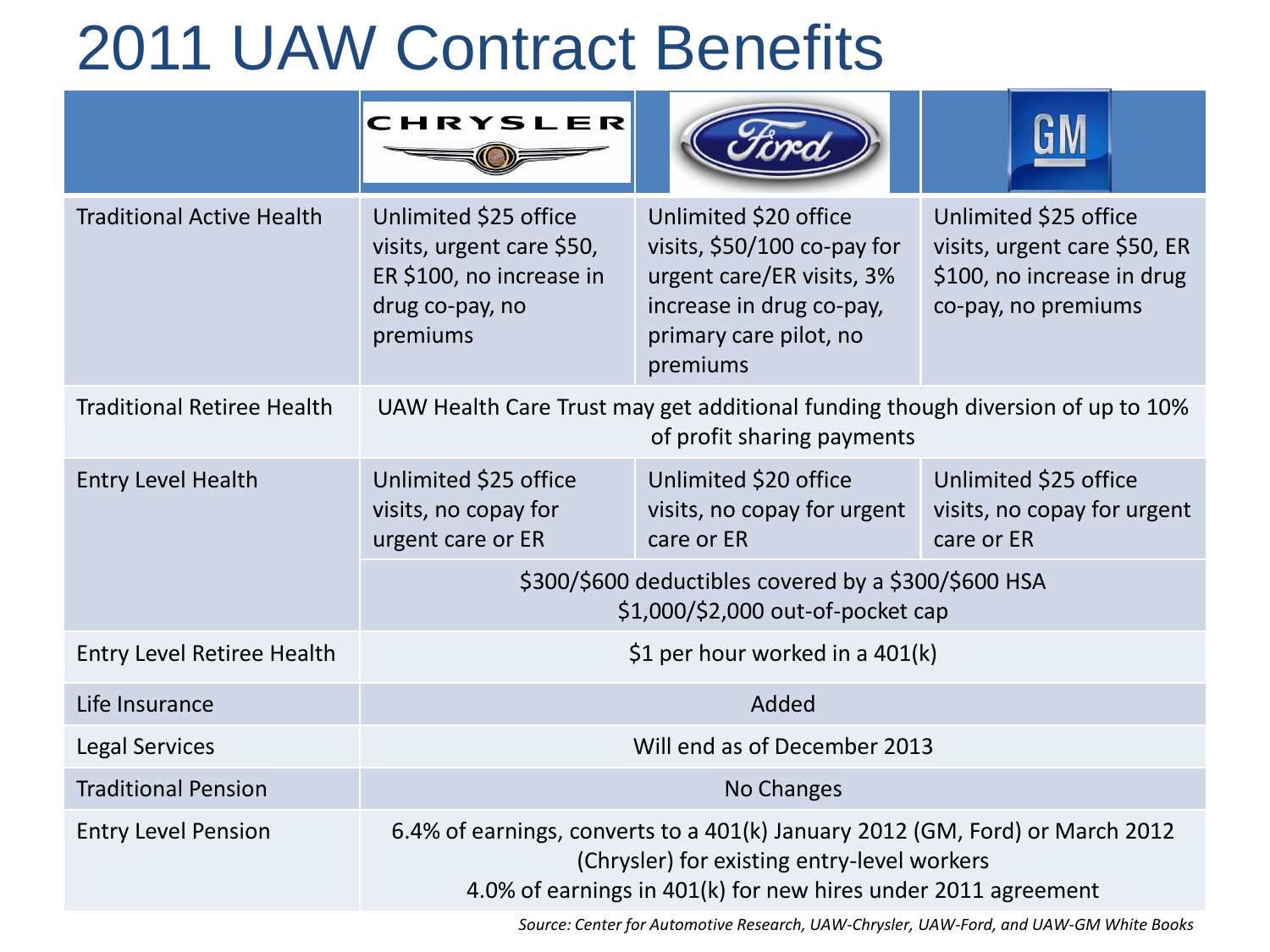# 2011 UAW Contract Benefits

| | Chrysler | Ford | GM |
|---|---|---|---|
| Traditional Active Health | Unlimited $25 office visits, urgent care $50, ER $100, no increase in drug co-pay, no premiums | Unlimited $20 office visits, $50/100 co-pay for urgent care/ER visits, 3% increase in drug co-pay, primary care pilot, no premiums | Unlimited $25 office visits, urgent care $50, ER $100, no increase in drug co-pay, no premiums |
| Traditional Retiree Health | UAW Health Care Trust may get additional funding though diversion of up to 10% of profit sharing payments | | |
| Entry Level Health | Unlimited $25 office visits, no copay for urgent care or ER | Unlimited $20 office visits, no copay for urgent care or ER | Unlimited $25 office visits, no copay for urgent care or ER |
| | $300/$600 deductibles covered by a $300/$600 HSA<br>$1,000/$2,000 out-of-pocket cap | | |
| Entry Level Retiree Health | $1 per hour worked in a 401(k) | | |
| Life Insurance | Added | | |
| Legal Services | Will end as of December 2013 | | |
| Traditional Pension | No Changes | | |
| Entry Level Pension | 6.4% of earnings, converts to a 401(k) January 2012 (GM, Ford) or March 2012 (Chrysler) for existing entry-level workers<br>4.0% of earnings in 401(k) for new hires under 2011 agreement | | |

*Source: Center for Automotive Research, UAW-Chrysler, UAW-Ford, and UAW-GM White Books*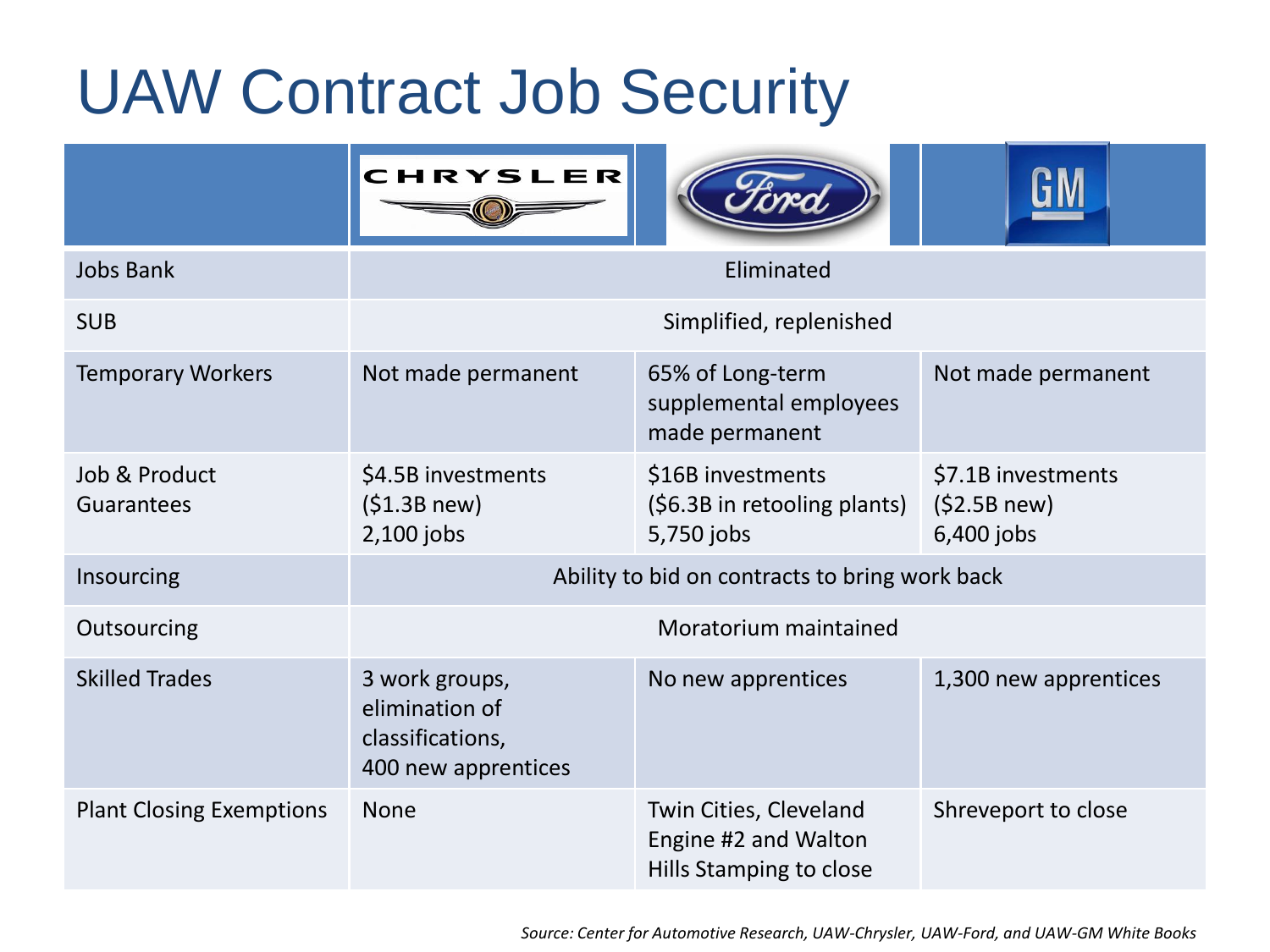# UAW Contract Job Security

| | CHRYSLER | Ford | GM |
|---|---|---|---|
| Jobs Bank | Eliminated | | |
| SUB | Simplified, replenished | | |
| Temporary Workers | Not made permanent | 65% of Long-term supplemental employees made permanent | Not made permanent |
| Job & Product Guarantees | \$4.5B investments (\$1.3B new) 2,100 jobs | \$16B investments (\$6.3B in retooling plants) 5,750 jobs | \$7.1B investments (\$2.5B new) 6,400 jobs |
| Insourcing | Ability to bid on contracts to bring work back | | |
| Outsourcing | Moratorium maintained | | |
| Skilled Trades | 3 work groups, elimination of classifications, 400 new apprentices | No new apprentices | 1,300 new apprentices |
| Plant Closing Exemptions | None | Twin Cities, Cleveland Engine #2 and Walton Hills Stamping to close | Shreveport to close |

*Source: Center for Automotive Research, UAW-Chrysler, UAW-Ford, and UAW-GM White Books*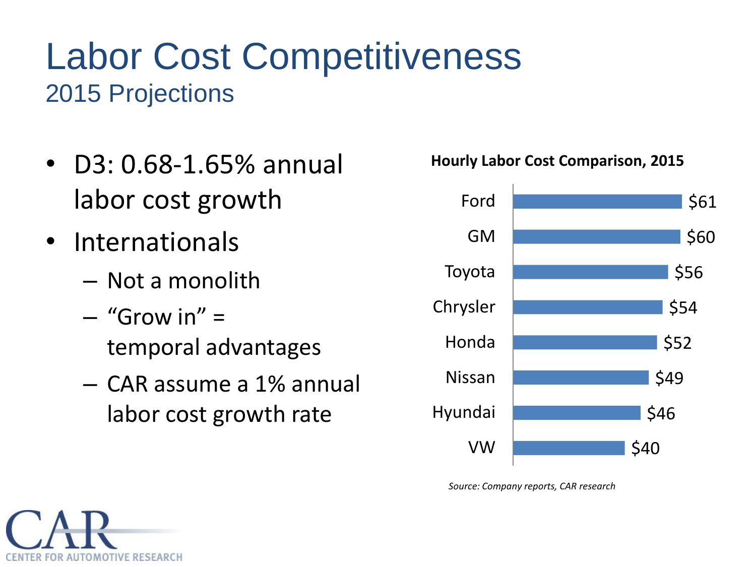# Labor Cost Competitiveness

## 2015 Projections

- D3: 0.68-1.65% annual labor cost growth
- Internationals
  - Not a monolith
  - "Grow in" = temporal advantages
  - CAR assume a 1% annual labor cost growth rate

**Hourly Labor Cost Comparison, 2015**

| Company | Hourly Labor Cost |
|---|---|
| Ford | $61 |
| GM | $60 |
| Toyota | $56 |
| Chrysler | $54 |
| Honda | $52 |
| Nissan | $49 |
| Hyundai | $46 |
| VW | $40 |

*Source: Company reports, CAR research*

CAR
CENTER FOR AUTOMOTIVE RESEARCH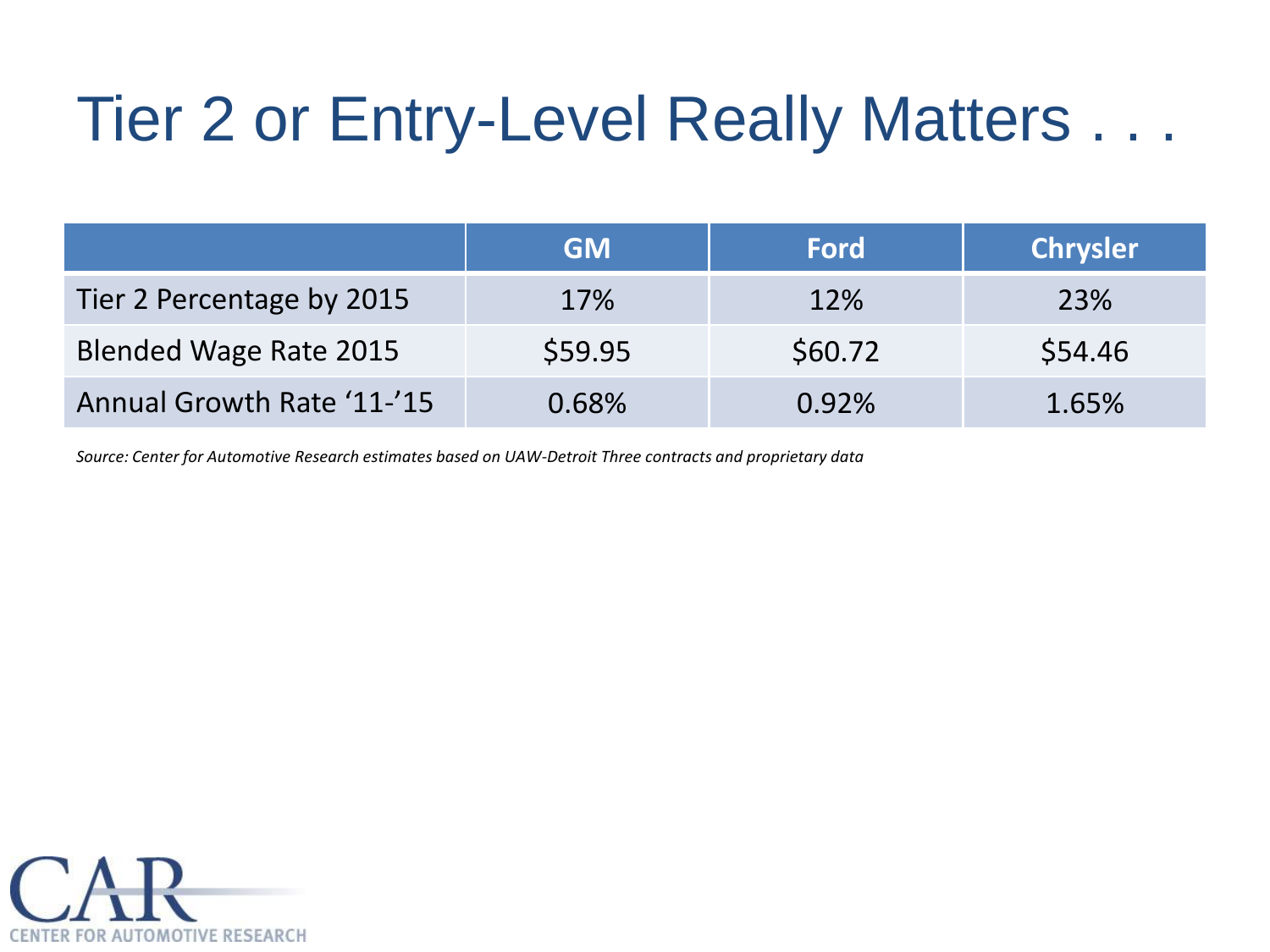# Tier 2 or Entry-Level Really Matters . . .

| | GM | Ford | Chrysler |
|---|---|---|---|
| Tier 2 Percentage by 2015 | 17% | 12% | 23% |
| Blended Wage Rate 2015 | $59.95 | $60.72 | $54.46 |
| Annual Growth Rate ‘11-’15 | 0.68% | 0.92% | 1.65% |

*Source: Center for Automotive Research estimates based on UAW-Detroit Three contracts and proprietary data*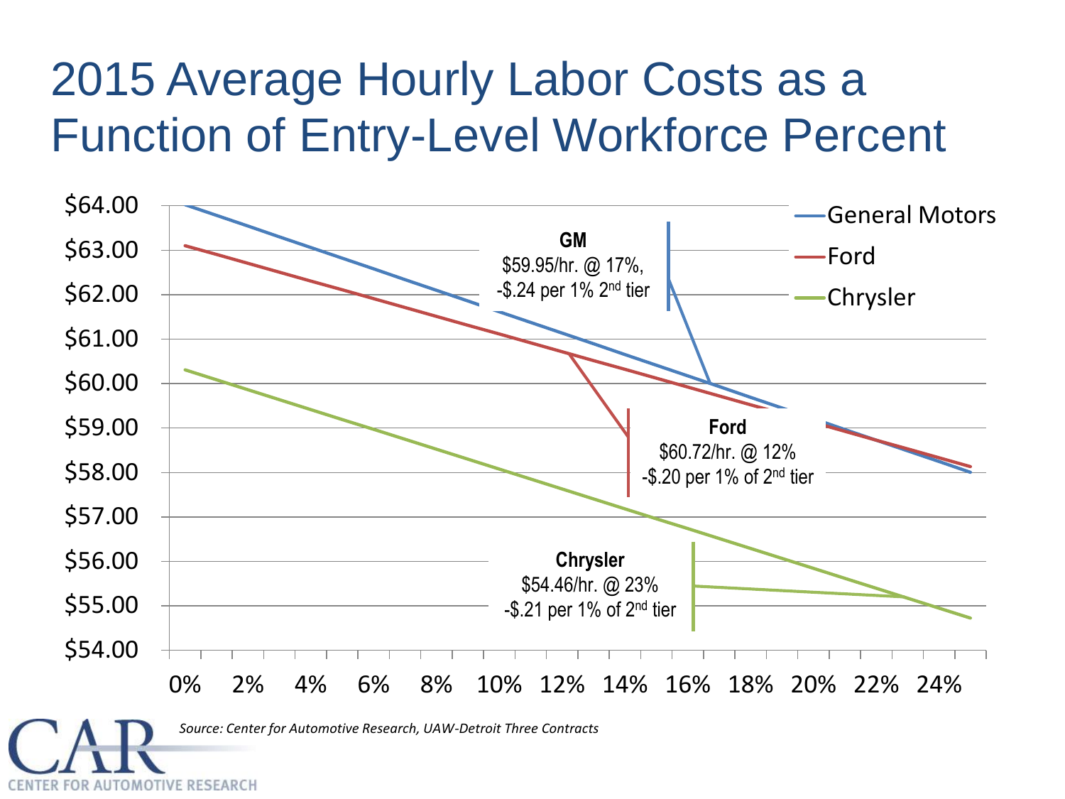# 2015 Average Hourly Labor Costs as a Function of Entry-Level Workforce Percent

| Chart legend | Annotation |
| --- | --- |
| General Motors | GM: \$59.95/hr. @ 17%, -\$.24 per 1% 2nd tier |
| Ford | Ford: \$60.72/hr. @ 12% -\$.20 per 1% of 2nd tier |
| Chrysler | Chrysler: \$54.46/hr. @ 23% -\$.21 per 1% of 2nd tier |

Y-axis: \$54.00 – \$64.00 (hourly labor cost). X-axis: 0% – 24% (entry-level workforce percent).

*Source: Center for Automotive Research, UAW-Detroit Three Contracts*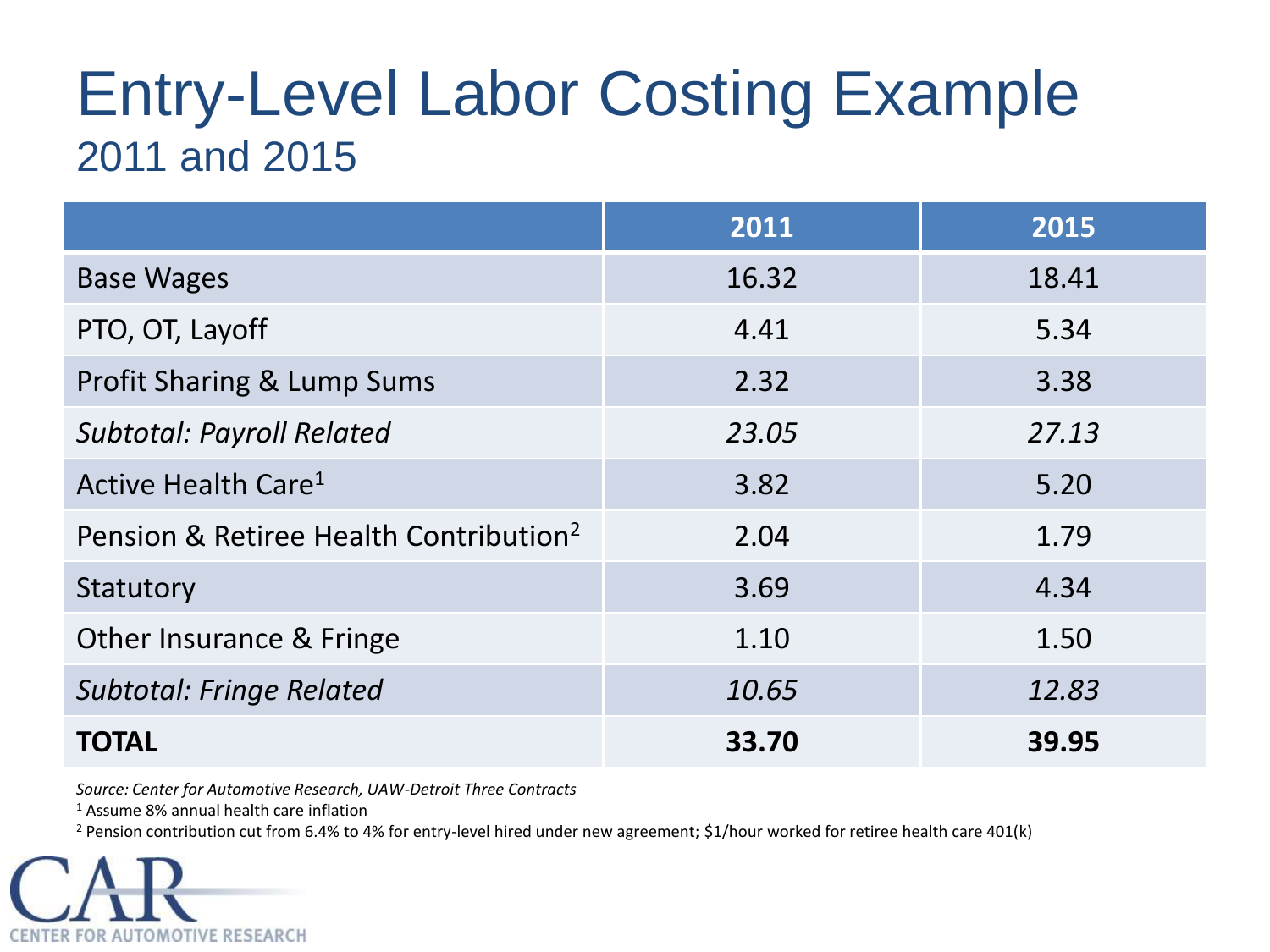# Entry-Level Labor Costing Example

## 2011 and 2015

| | 2011 | 2015 |
|---|---|---|
| Base Wages | 16.32 | 18.41 |
| PTO, OT, Layoff | 4.41 | 5.34 |
| Profit Sharing & Lump Sums | 2.32 | 3.38 |
| *Subtotal: Payroll Related* | *23.05* | *27.13* |
| Active Health Care[1] | 3.82 | 5.20 |
| Pension & Retiree Health Contribution[2] | 2.04 | 1.79 |
| Statutory | 3.69 | 4.34 |
| Other Insurance & Fringe | 1.10 | 1.50 |
| *Subtotal: Fringe Related* | *10.65* | *12.83* |
| **TOTAL** | **33.70** | **39.95** |

*Source: Center for Automotive Research, UAW-Detroit Three Contracts*

[1] Assume 8% annual health care inflation

[2] Pension contribution cut from 6.4% to 4% for entry-level hired under new agreement; $1/hour worked for retiree health care 401(k)

CAR
CENTER FOR AUTOMOTIVE RESEARCH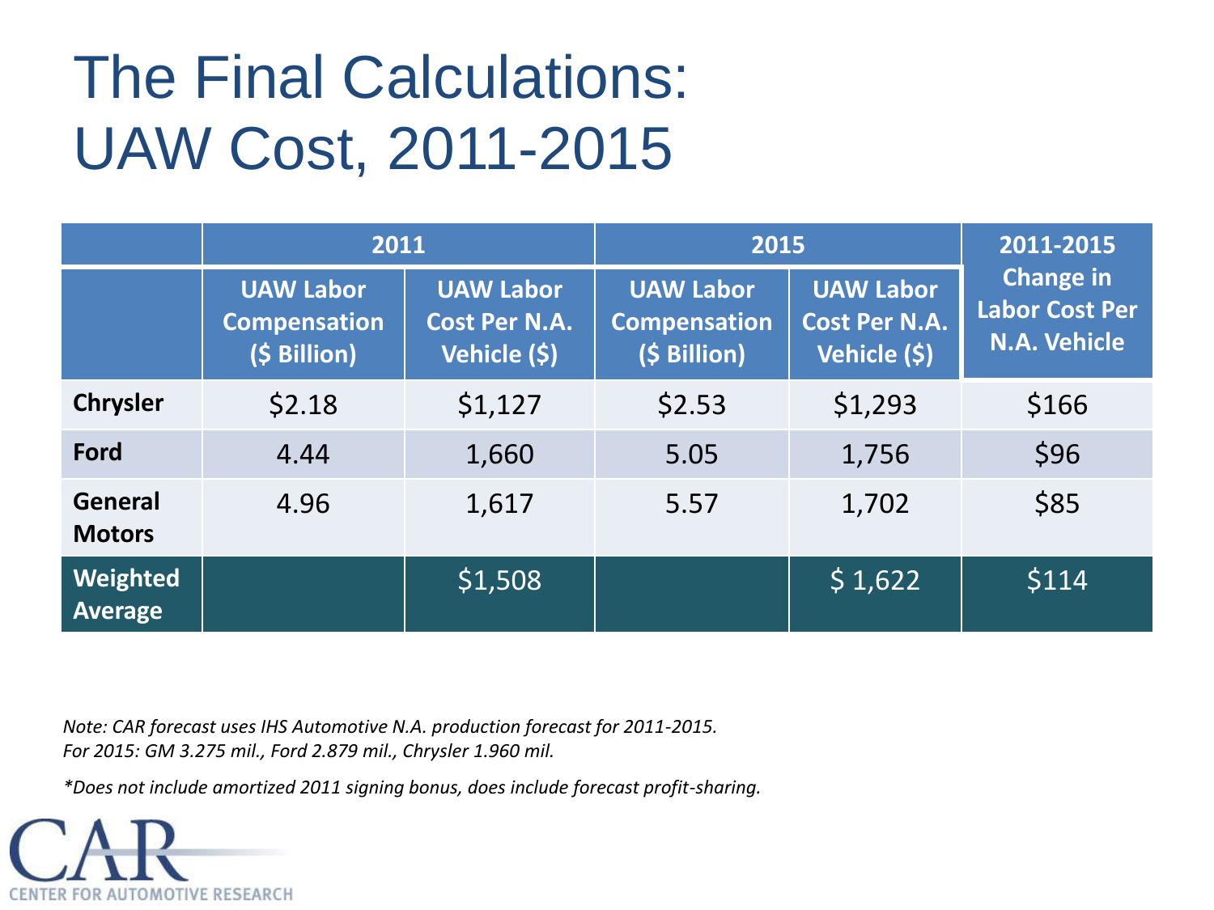# The Final Calculations: UAW Cost, 2011-2015

| | 2011 | | 2015 | | 2011-2015 Change in Labor Cost Per N.A. Vehicle |
|---|---|---|---|---|---|
| | UAW Labor Compensation ($ Billion) | UAW Labor Cost Per N.A. Vehicle ($) | UAW Labor Compensation ($ Billion) | UAW Labor Cost Per N.A. Vehicle ($) | |
| **Chrysler** | $2.18 | $1,127 | $2.53 | $1,293 | $166 |
| **Ford** | 4.44 | 1,660 | 5.05 | 1,756 | $96 |
| **General Motors** | 4.96 | 1,617 | 5.57 | 1,702 | $85 |
| **Weighted Average** | | $1,508 | | $ 1,622 | $114 |

*Note: CAR forecast uses IHS Automotive N.A. production forecast for 2011-2015.*
*For 2015: GM 3.275 mil., Ford 2.879 mil., Chrysler 1.960 mil.*

*\*Does not include amortized 2011 signing bonus, does include forecast profit-sharing.*

CAR
CENTER FOR AUTOMOTIVE RESEARCH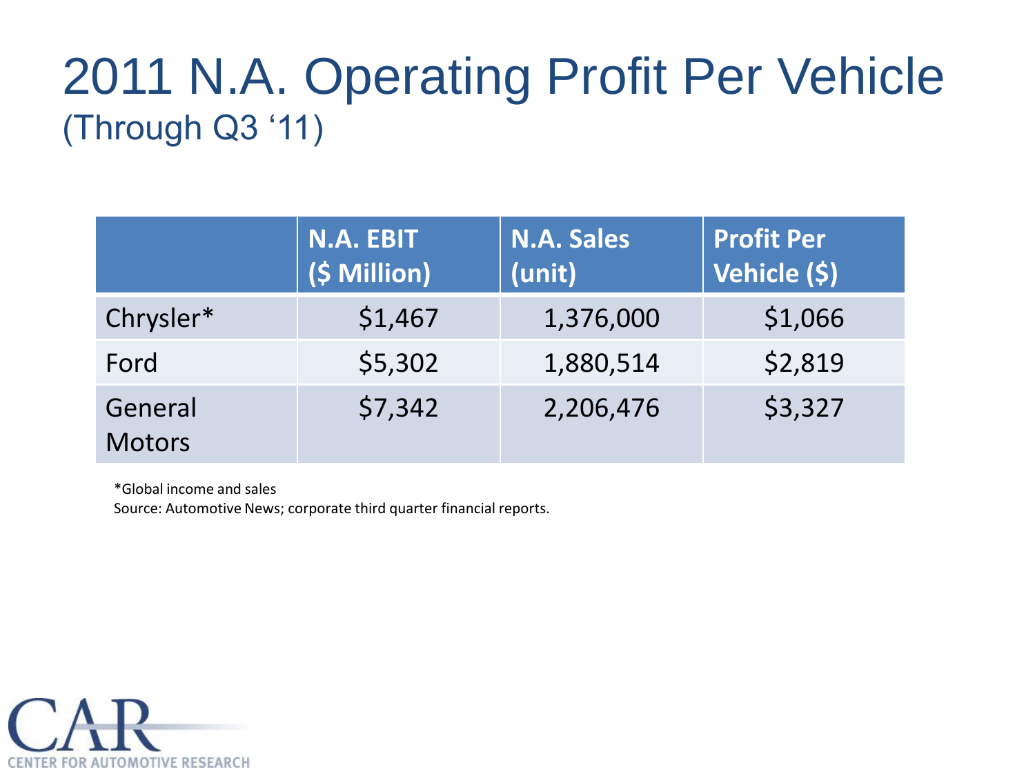# 2011 N.A. Operating Profit Per Vehicle

(Through Q3 '11)

| | N.A. EBIT ($ Million) | N.A. Sales (unit) | Profit Per Vehicle ($) |
|---|---|---|---|
| Chrysler* | $1,467 | 1,376,000 | $1,066 |
| Ford | $5,302 | 1,880,514 | $2,819 |
| General Motors | $7,342 | 2,206,476 | $3,327 |

*Global income and sales

Source: Automotive News; corporate third quarter financial reports.

CAR
CENTER FOR AUTOMOTIVE RESEARCH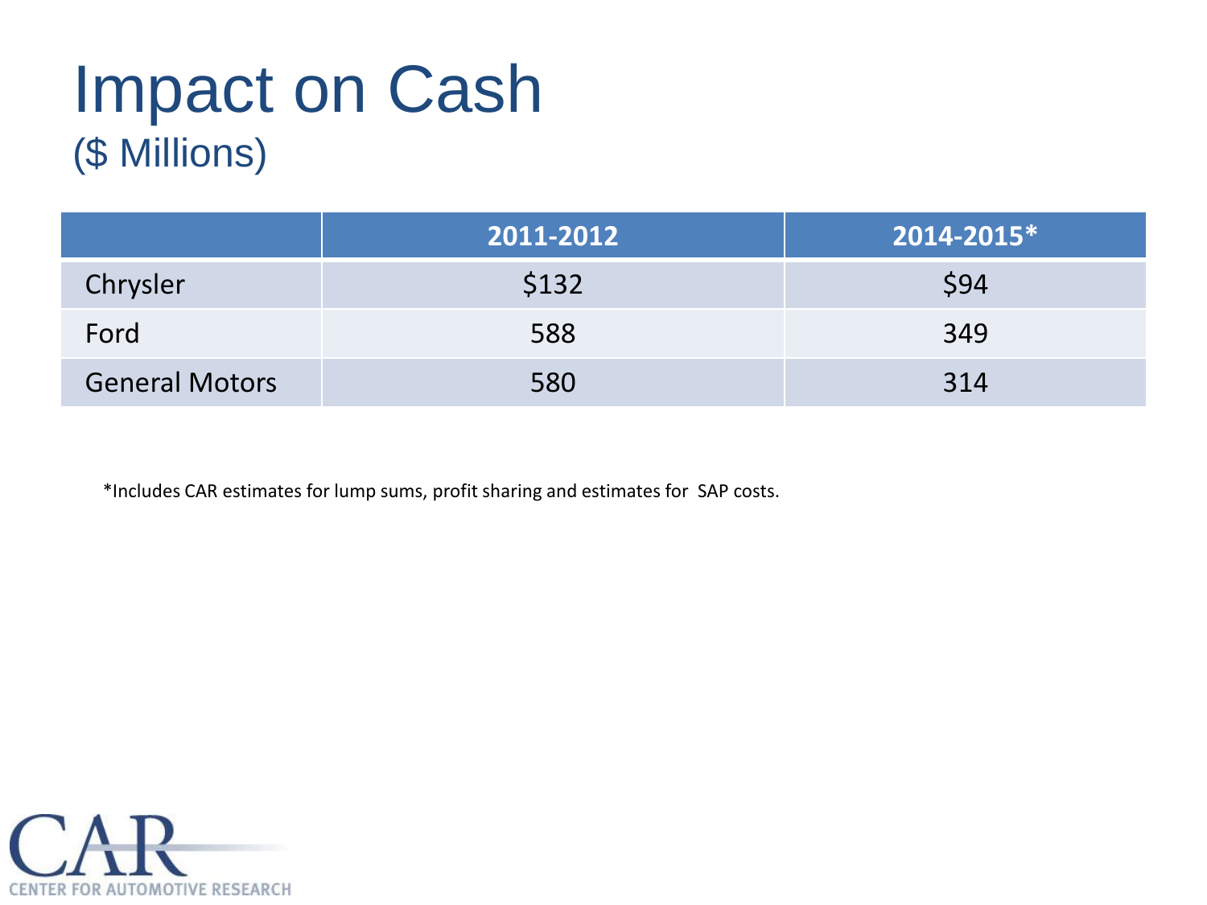# Impact on Cash

## ($ Millions)

| | 2011-2012 | 2014-2015* |
|---|---|---|
| Chrysler | $132 | $94 |
| Ford | 588 | 349 |
| General Motors | 580 | 314 |

*Includes CAR estimates for lump sums, profit sharing and estimates for SAP costs.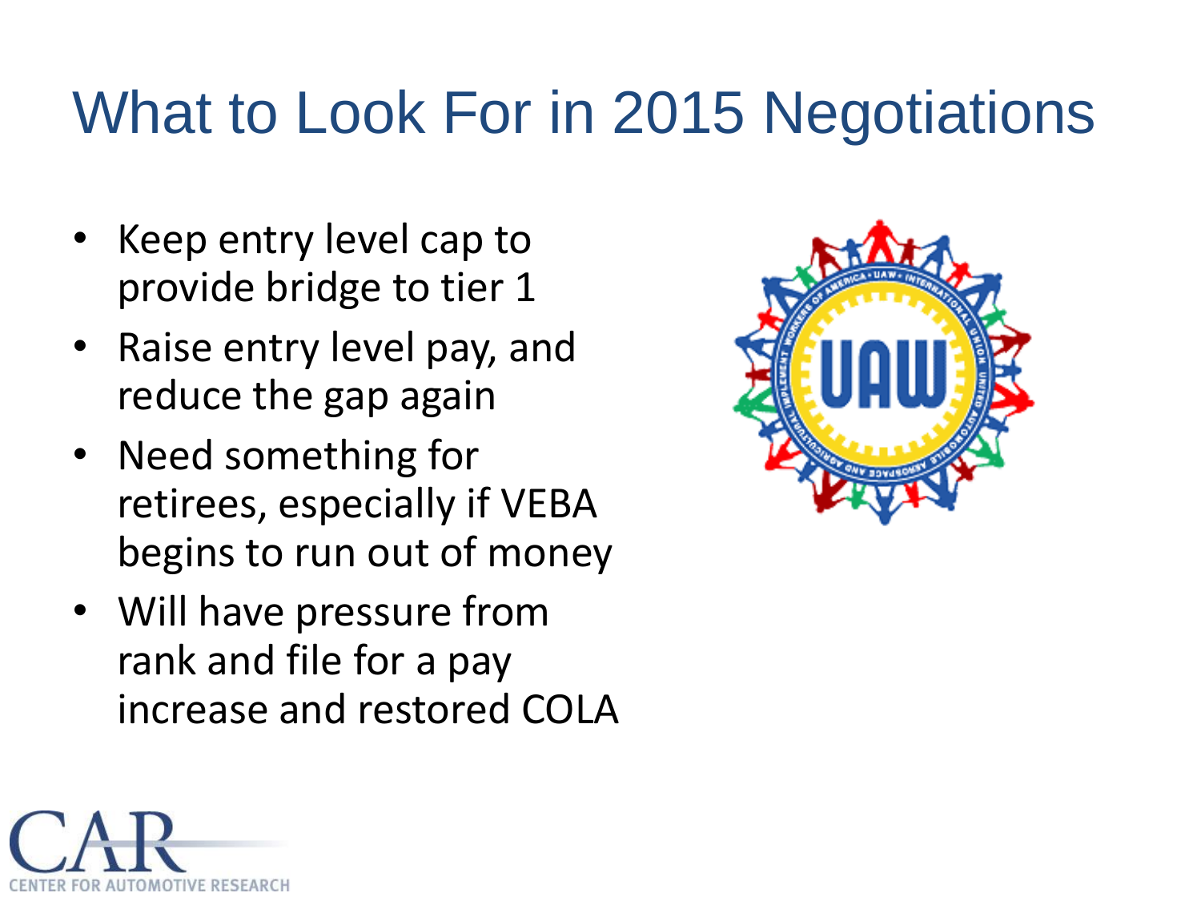# What to Look For in 2015 Negotiations

- Keep entry level cap to provide bridge to tier 1
- Raise entry level pay, and reduce the gap again
- Need something for retirees, especially if VEBA begins to run out of money
- Will have pressure from rank and file for a pay increase and restored COLA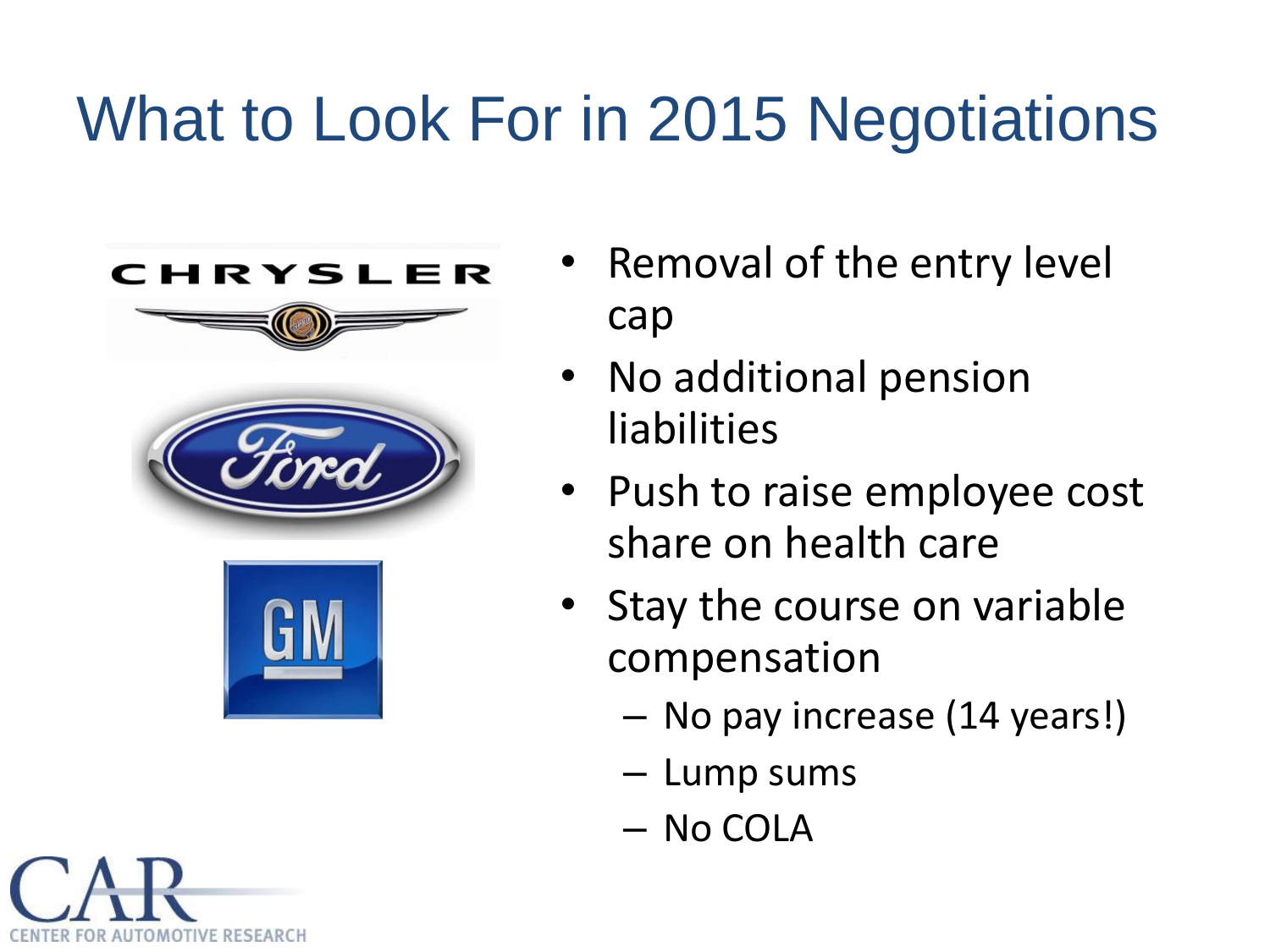# What to Look For in 2015 Negotiations

- Removal of the entry level cap
- No additional pension liabilities
- Push to raise employee cost share on health care
- Stay the course on variable compensation
  - No pay increase (14 years!)
  - Lump sums
  - No COLA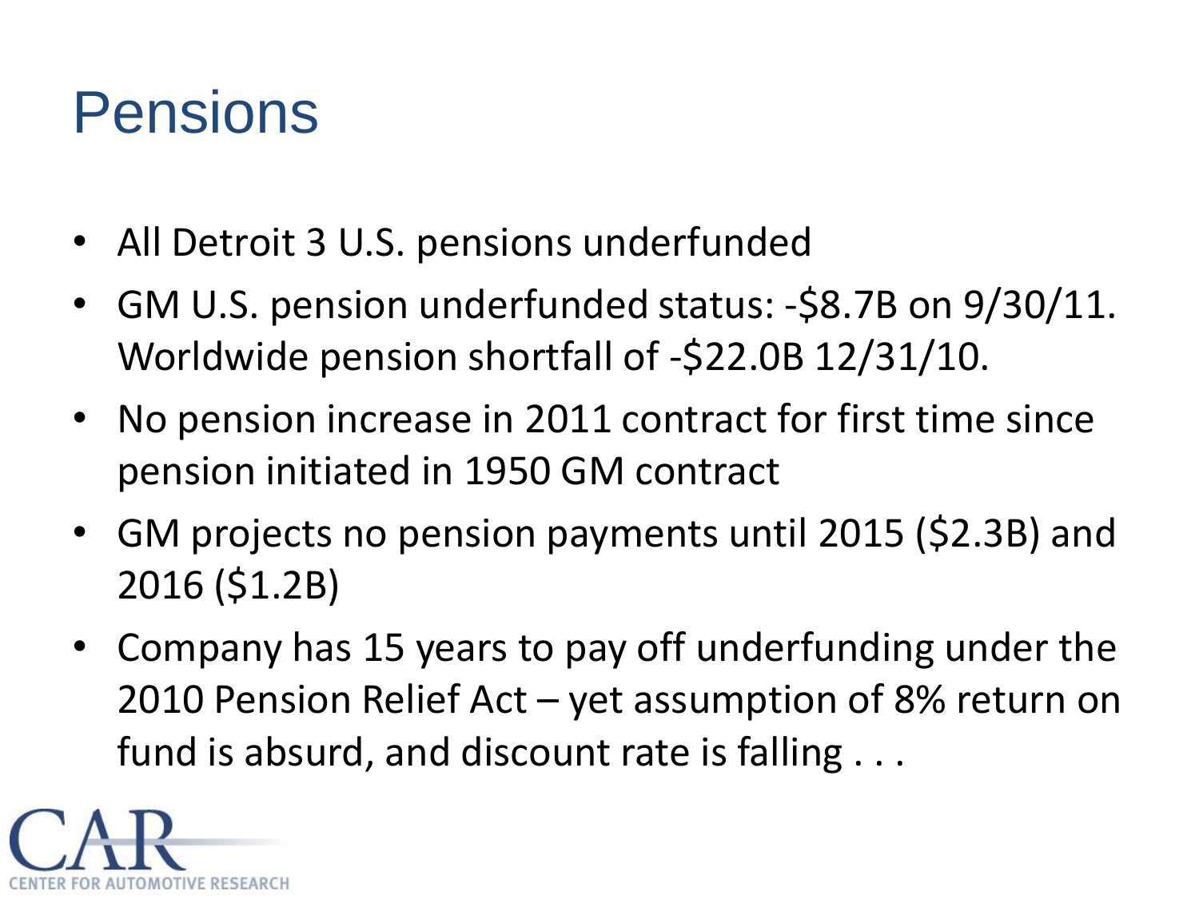# Pensions

- All Detroit 3 U.S. pensions underfunded
- GM U.S. pension underfunded status: -$8.7B on 9/30/11. Worldwide pension shortfall of -$22.0B 12/31/10.
- No pension increase in 2011 contract for first time since pension initiated in 1950 GM contract
- GM projects no pension payments until 2015 ($2.3B) and 2016 ($1.2B)
- Company has 15 years to pay off underfunding under the 2010 Pension Relief Act – yet assumption of 8% return on fund is absurd, and discount rate is falling . . .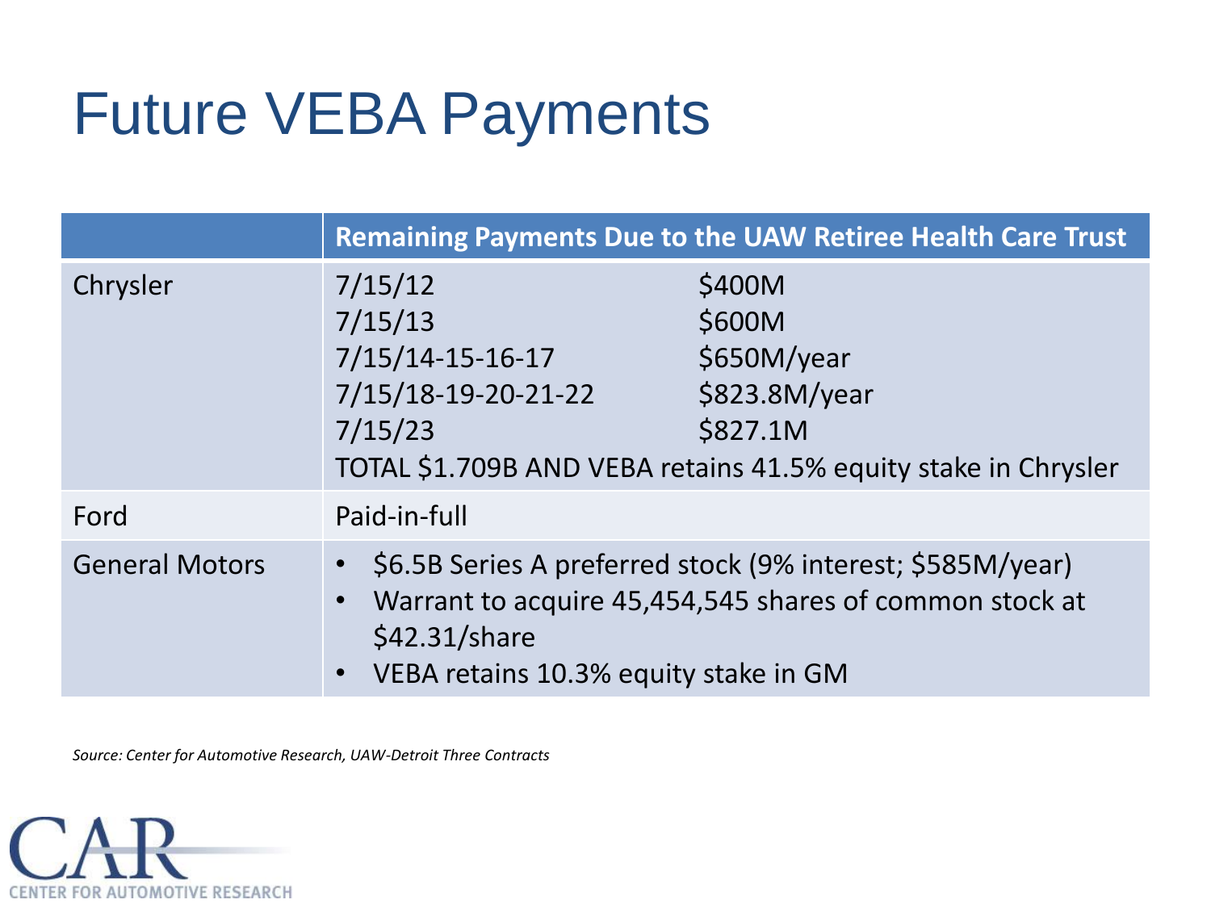# Future VEBA Payments

| | Remaining Payments Due to the UAW Retiree Health Care Trust |
|---|---|
| Chrysler | 7/15/12 — $400M<br>7/15/13 — $600M<br>7/15/14-15-16-17 — $650M/year<br>7/15/18-19-20-21-22 — $823.8M/year<br>7/15/23 — $827.1M<br>TOTAL $1.709B AND VEBA retains 41.5% equity stake in Chrysler |
| Ford | Paid-in-full |
| General Motors | • $6.5B Series A preferred stock (9% interest; $585M/year)<br>• Warrant to acquire 45,454,545 shares of common stock at $42.31/share<br>• VEBA retains 10.3% equity stake in GM |

*Source: Center for Automotive Research, UAW-Detroit Three Contracts*

CAR CENTER FOR AUTOMOTIVE RESEARCH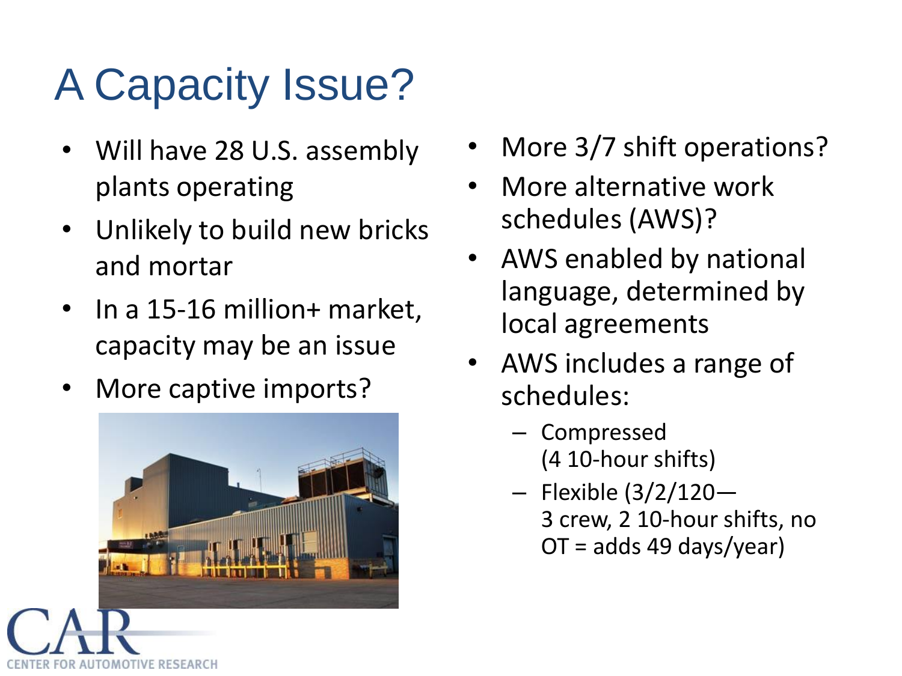# A Capacity Issue?

- Will have 28 U.S. assembly plants operating
- Unlikely to build new bricks and mortar
- In a 15-16 million+ market, capacity may be an issue
- More captive imports?
- More 3/7 shift operations?
- More alternative work schedules (AWS)?
- AWS enabled by national language, determined by local agreements
- AWS includes a range of schedules:
  - Compressed (4 10-hour shifts)
  - Flexible (3/2/120—3 crew, 2 10-hour shifts, no OT = adds 49 days/year)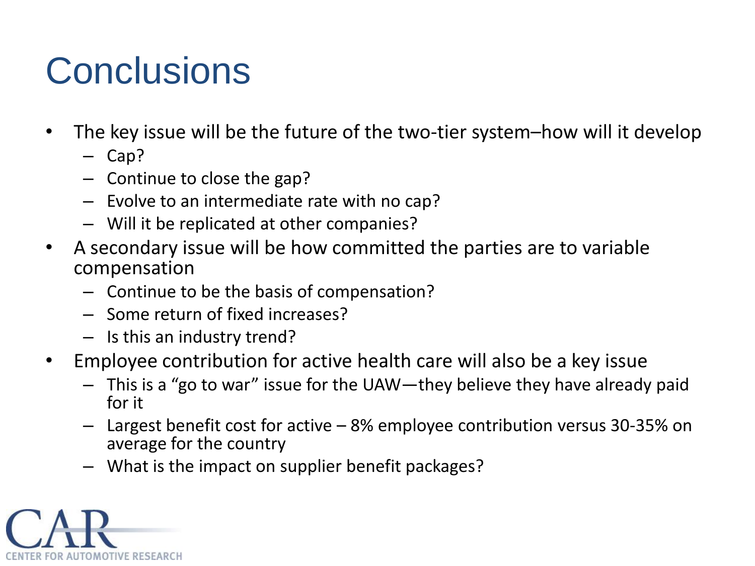# Conclusions

- The key issue will be the future of the two-tier system–how will it develop
  - Cap?
  - Continue to close the gap?
  - Evolve to an intermediate rate with no cap?
  - Will it be replicated at other companies?
- A secondary issue will be how committed the parties are to variable compensation
  - Continue to be the basis of compensation?
  - Some return of fixed increases?
  - Is this an industry trend?
- Employee contribution for active health care will also be a key issue
  - This is a "go to war" issue for the UAW—they believe they have already paid for it
  - Largest benefit cost for active – 8% employee contribution versus 30-35% on average for the country
  - What is the impact on supplier benefit packages?

CAR
CENTER FOR AUTOMOTIVE RESEARCH